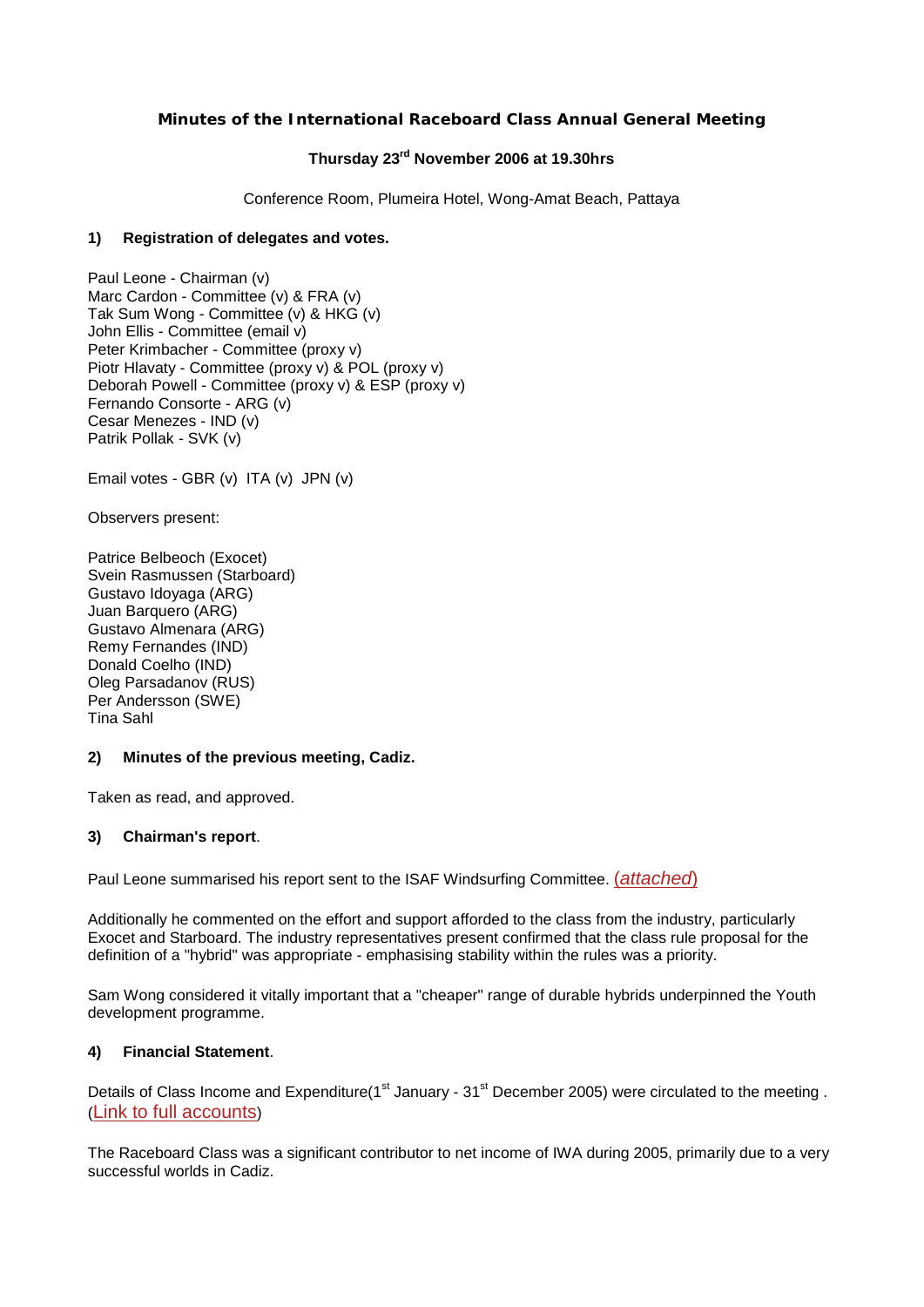# Minutes of the International Raceboard Class Annual General Meeting

**Thursday 23rd November 2006 at 19.30hrs**

Conference Room, Plumeira Hotel, Wong-Amat Beach, Pattaya

### 1) Registration of delegates and votes.

Paul Leone - Chairman (v)
Marc Cardon - Committee (v) & FRA (v)
Tak Sum Wong - Committee (v) & HKG (v)
John Ellis - Committee (email v)
Peter Krimbacher - Committee (proxy v)
Piotr Hlavaty - Committee (proxy v) & POL (proxy v)
Deborah Powell - Committee (proxy v) & ESP (proxy v)
Fernando Consorte - ARG (v)
Cesar Menezes - IND (v)
Patrik Pollak - SVK (v)

Email votes - GBR (v) ITA (v) JPN (v)

Observers present:

Patrice Belbeoch (Exocet)
Svein Rasmussen (Starboard)
Gustavo Idoyaga (ARG)
Juan Barquero (ARG)
Gustavo Almenara (ARG)
Remy Fernandes (IND)
Donald Coelho (IND)
Oleg Parsadanov (RUS)
Per Andersson (SWE)
Tina Sahl

### 2) Minutes of the previous meeting, Cadiz.

Taken as read, and approved.

### 3) Chairman's report.

Paul Leone summarised his report sent to the ISAF Windsurfing Committee. (*attached*)

Additionally he commented on the effort and support afforded to the class from the industry, particularly Exocet and Starboard. The industry representatives present confirmed that the class rule proposal for the definition of a "hybrid" was appropriate - emphasising stability within the rules was a priority.

Sam Wong considered it vitally important that a "cheaper" range of durable hybrids underpinned the Youth development programme.

### 4) Financial Statement.

Details of Class Income and Expenditure(1st January - 31st December 2005) were circulated to the meeting . (Link to full accounts)

The Raceboard Class was a significant contributor to net income of IWA during 2005, primarily due to a very successful worlds in Cadiz.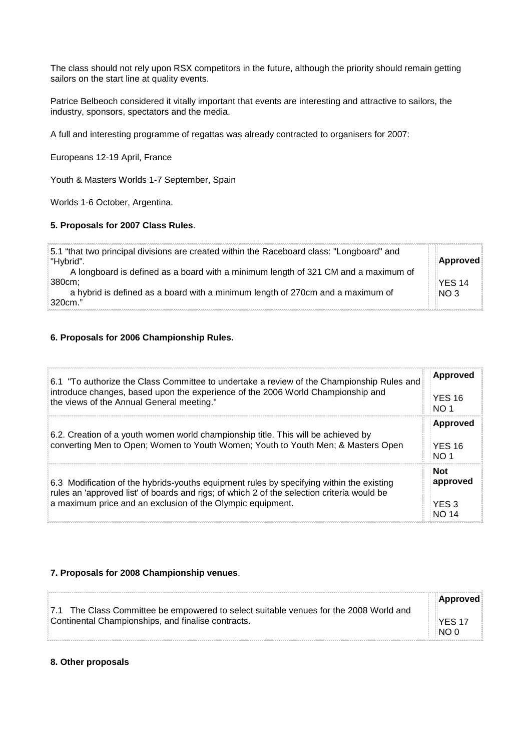The class should not rely upon RSX competitors in the future, although the priority should remain getting sailors on the start line at quality events.

Patrice Belbeoch considered it vitally important that events are interesting and attractive to sailors, the industry, sponsors, spectators and the media.

A full and interesting programme of regattas was already contracted to organisers for 2007:

Europeans 12-19 April, France

Youth & Masters Worlds 1-7 September, Spain

Worlds 1-6 October, Argentina.

**5. Proposals for 2007 Class Rules**.

| | |
|---|---|
| 5.1 "that two principal divisions are created within the Raceboard class: "Longboard" and "Hybrid".<br>A longboard is defined as a board with a minimum length of 321 CM and a maximum of 380cm;<br>a hybrid is defined as a board with a minimum length of 270cm and a maximum of 320cm." | **Approved**<br><br>YES 14<br>NO 3 |

**6. Proposals for 2006 Championship Rules.**

| | |
|---|---|
| 6.1 "To authorize the Class Committee to undertake a review of the Championship Rules and introduce changes, based upon the experience of the 2006 World Championship and the views of the Annual General meeting." | **Approved**<br><br>YES 16<br>NO 1 |
| 6.2. Creation of a youth women world championship title. This will be achieved by converting Men to Open; Women to Youth Women; Youth to Youth Men; & Masters Open | **Approved**<br><br>YES 16<br>NO 1 |
| 6.3 Modification of the hybrids-youths equipment rules by specifying within the existing rules an 'approved list' of boards and rigs; of which 2 of the selection criteria would be a maximum price and an exclusion of the Olympic equipment. | **Not approved**<br><br>YES 3<br>NO 14 |

**7. Proposals for 2008 Championship venues**.

| | |
|---|---|
| 7.1 The Class Committee be empowered to select suitable venues for the 2008 World and Continental Championships, and finalise contracts. | **Approved**<br><br>YES 17<br>NO 0 |

**8. Other proposals**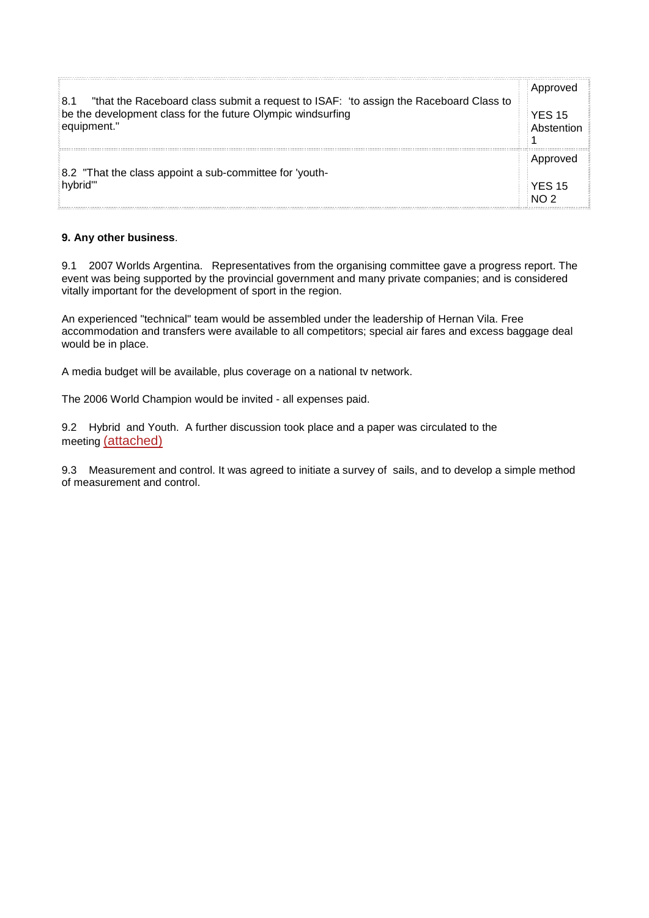| | |
|---|---|
| 8.1 "that the Raceboard class submit a request to ISAF: 'to assign the Raceboard Class to be the development class for the future Olympic windsurfing equipment." | Approved<br><br>YES 15<br>Abstention 1 |
| 8.2 "That the class appoint a sub-committee for 'youth-hybrid'" | Approved<br><br>YES 15<br>NO 2 |

**9. Any other business**.

9.1 2007 Worlds Argentina. Representatives from the organising committee gave a progress report. The event was being supported by the provincial government and many private companies; and is considered vitally important for the development of sport in the region.

An experienced "technical" team would be assembled under the leadership of Hernan Vila. Free accommodation and transfers were available to all competitors; special air fares and excess baggage deal would be in place.

A media budget will be available, plus coverage on a national tv network.

The 2006 World Champion would be invited - all expenses paid.

9.2 Hybrid and Youth. A further discussion took place and a paper was circulated to the meeting (attached)

9.3 Measurement and control. It was agreed to initiate a survey of sails, and to develop a simple method of measurement and control.